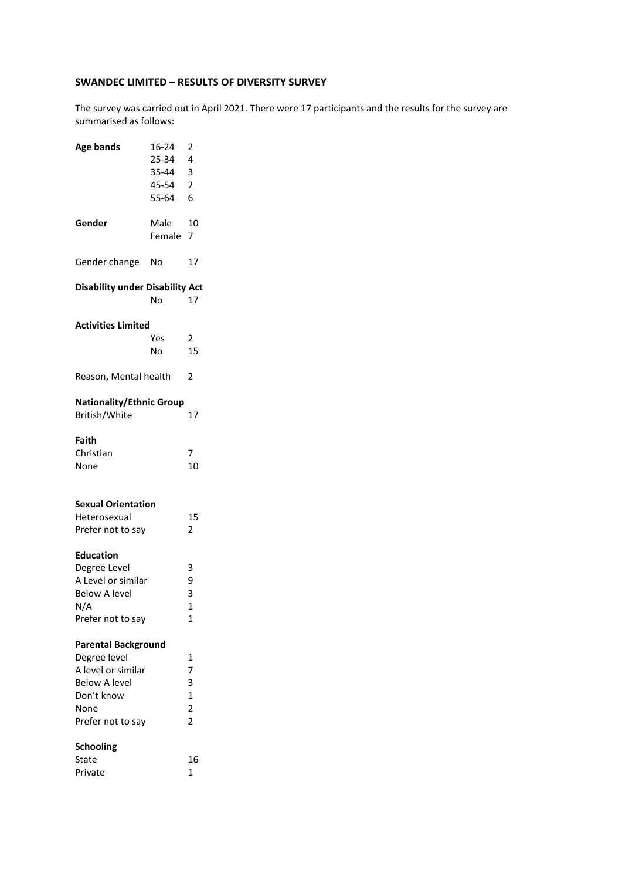**SWANDEC LIMITED – RESULTS OF DIVERSITY SURVEY**

The survey was carried out in April 2021. There were 17 participants and the results for the survey are summarised as follows:

| **Age bands** | 16-24 | 2 |
|---|---|---|
| | 25-34 | 4 |
| | 35-44 | 3 |
| | 45-54 | 2 |
| | 55-64 | 6 |

| **Gender** | Male | 10 |
|---|---|---|
| | Female | 7 |

| Gender change | No | 17 |
|---|---|---|

**Disability under Disability Act**

| | No | 17 |
|---|---|---|

**Activities Limited**

| | Yes | 2 |
|---|---|---|
| | No | 15 |

Reason, Mental health 2

**Nationality/Ethnic Group**

| British/White | 17 |
|---|---|

**Faith**

| Christian | 7 |
|---|---|
| None | 10 |

**Sexual Orientation**

| Heterosexual | 15 |
|---|---|
| Prefer not to say | 2 |

**Education**

| Degree Level | 3 |
|---|---|
| A Level or similar | 9 |
| Below A level | 3 |
| N/A | 1 |
| Prefer not to say | 1 |

**Parental Background**

| Degree level | 1 |
|---|---|
| A level or similar | 7 |
| Below A level | 3 |
| Don't know | 1 |
| None | 2 |
| Prefer not to say | 2 |

**Schooling**

| State | 16 |
|---|---|
| Private | 1 |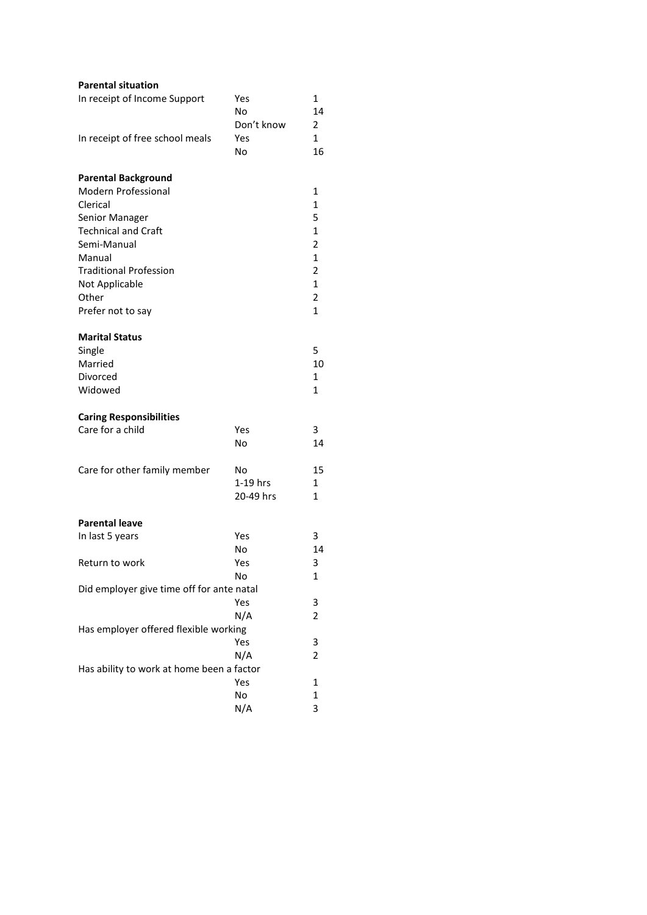**Parental situation**

| | | |
|---|---|---|
| In receipt of Income Support | Yes | 1 |
| | No | 14 |
| | Don't know | 2 |
| In receipt of free school meals | Yes | 1 |
| | No | 16 |

**Parental Background**

| | | |
|---|---|---|
| Modern Professional | | 1 |
| Clerical | | 1 |
| Senior Manager | | 5 |
| Technical and Craft | | 1 |
| Semi-Manual | | 2 |
| Manual | | 1 |
| Traditional Profession | | 2 |
| Not Applicable | | 1 |
| Other | | 2 |
| Prefer not to say | | 1 |

**Marital Status**

| | | |
|---|---|---|
| Single | | 5 |
| Married | | 10 |
| Divorced | | 1 |
| Widowed | | 1 |

**Caring Responsibilities**

| | | |
|---|---|---|
| Care for a child | Yes | 3 |
| | No | 14 |
| Care for other family member | No | 15 |
| | 1-19 hrs | 1 |
| | 20-49 hrs | 1 |

**Parental leave**

| | | |
|---|---|---|
| In last 5 years | Yes | 3 |
| | No | 14 |
| Return to work | Yes | 3 |
| | No | 1 |
| Did employer give time off for ante natal | | |
| | Yes | 3 |
| | N/A | 2 |
| Has employer offered flexible working | | |
| | Yes | 3 |
| | N/A | 2 |
| Has ability to work at home been a factor | | |
| | Yes | 1 |
| | No | 1 |
| | N/A | 3 |